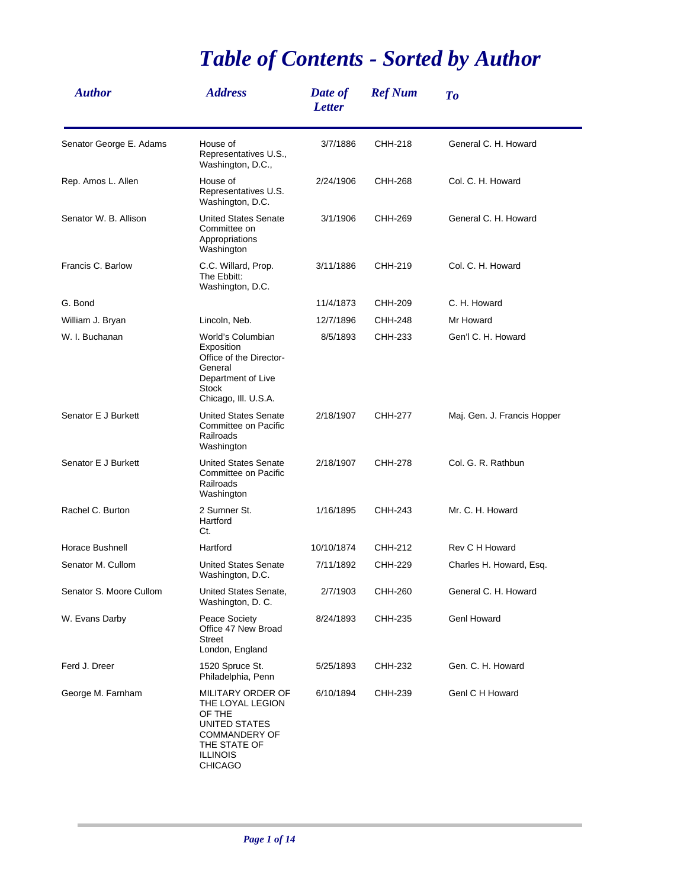# Table of Contents - Sorted by Author

| Author | Address | Date of Letter | Ref Num | To |
| --- | --- | --- | --- | --- |
| Senator George E. Adams | House of Representatives U.S., Washington, D.C., | 3/7/1886 | CHH-218 | General C. H. Howard |
| Rep. Amos L. Allen | House of Representatives U.S. Washington, D.C. | 2/24/1906 | CHH-268 | Col. C. H. Howard |
| Senator W. B. Allison | United States Senate Committee on Appropriations Washington | 3/1/1906 | CHH-269 | General C. H. Howard |
| Francis C. Barlow | C.C. Willard, Prop. The Ebbitt: Washington, D.C. | 3/11/1886 | CHH-219 | Col. C. H. Howard |
| G. Bond | | 11/4/1873 | CHH-209 | C. H. Howard |
| William J. Bryan | Lincoln, Neb. | 12/7/1896 | CHH-248 | Mr Howard |
| W. I. Buchanan | World's Columbian Exposition Office of the Director-General Department of Live Stock Chicago, Ill. U.S.A. | 8/5/1893 | CHH-233 | Gen'l C. H. Howard |
| Senator E J Burkett | United States Senate Committee on Pacific Railroads Washington | 2/18/1907 | CHH-277 | Maj. Gen. J. Francis Hopper |
| Senator E J Burkett | United States Senate Committee on Pacific Railroads Washington | 2/18/1907 | CHH-278 | Col. G. R. Rathbun |
| Rachel C. Burton | 2 Sumner St. Hartford Ct. | 1/16/1895 | CHH-243 | Mr. C. H. Howard |
| Horace Bushnell | Hartford | 10/10/1874 | CHH-212 | Rev C H Howard |
| Senator M. Cullom | United States Senate Washington, D.C. | 7/11/1892 | CHH-229 | Charles H. Howard, Esq. |
| Senator S. Moore Cullom | United States Senate, Washington, D. C. | 2/7/1903 | CHH-260 | General C. H. Howard |
| W. Evans Darby | Peace Society Office 47 New Broad Street London, England | 8/24/1893 | CHH-235 | Genl Howard |
| Ferd J. Dreer | 1520 Spruce St. Philadelphia, Penn | 5/25/1893 | CHH-232 | Gen. C. H. Howard |
| George M. Farnham | MILITARY ORDER OF THE LOYAL LEGION OF THE UNITED STATES COMMANDERY OF THE STATE OF ILLINOIS CHICAGO | 6/10/1894 | CHH-239 | Genl C H Howard |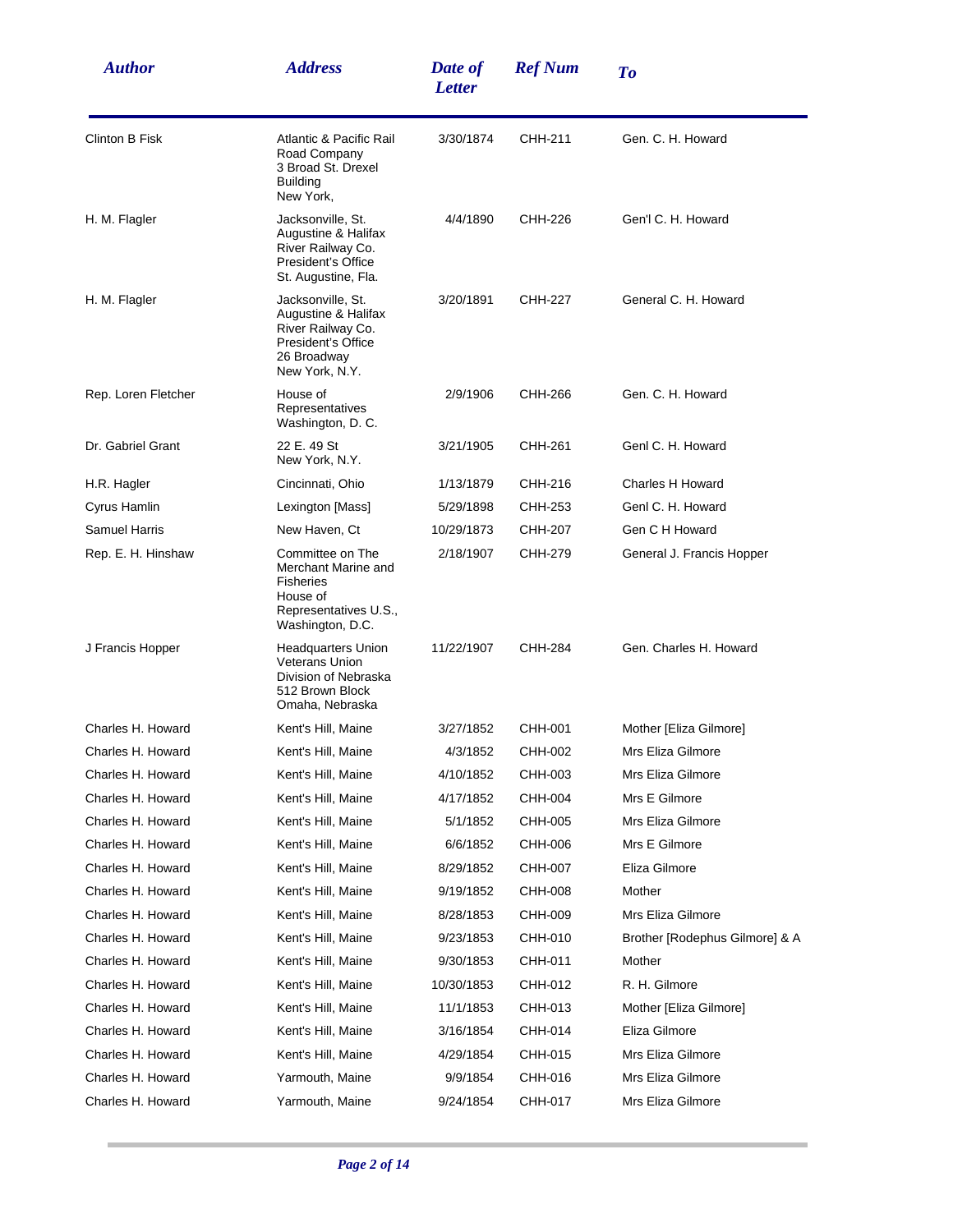| Author | Address | Date of Letter | Ref Num | To |
|---|---|---|---|---|
| Clinton B Fisk | Atlantic & Pacific Rail Road Company 3 Broad St. Drexel Building New York, | 3/30/1874 | CHH-211 | Gen. C. H. Howard |
| H. M. Flagler | Jacksonville, St. Augustine & Halifax River Railway Co. President's Office St. Augustine, Fla. | 4/4/1890 | CHH-226 | Gen'l C. H. Howard |
| H. M. Flagler | Jacksonville, St. Augustine & Halifax River Railway Co. President's Office 26 Broadway New York, N.Y. | 3/20/1891 | CHH-227 | General C. H. Howard |
| Rep. Loren Fletcher | House of Representatives Washington, D. C. | 2/9/1906 | CHH-266 | Gen. C. H. Howard |
| Dr. Gabriel Grant | 22 E. 49 St New York, N.Y. | 3/21/1905 | CHH-261 | Genl C. H. Howard |
| H.R. Hagler | Cincinnati, Ohio | 1/13/1879 | CHH-216 | Charles H Howard |
| Cyrus Hamlin | Lexington [Mass] | 5/29/1898 | CHH-253 | Genl C. H. Howard |
| Samuel Harris | New Haven, Ct | 10/29/1873 | CHH-207 | Gen C H Howard |
| Rep. E. H. Hinshaw | Committee on The Merchant Marine and Fisheries House of Representatives U.S., Washington, D.C. | 2/18/1907 | CHH-279 | General J. Francis Hopper |
| J Francis Hopper | Headquarters Union Veterans Union Division of Nebraska 512 Brown Block Omaha, Nebraska | 11/22/1907 | CHH-284 | Gen. Charles H. Howard |
| Charles H. Howard | Kent's Hill, Maine | 3/27/1852 | CHH-001 | Mother [Eliza Gilmore] |
| Charles H. Howard | Kent's Hill, Maine | 4/3/1852 | CHH-002 | Mrs Eliza Gilmore |
| Charles H. Howard | Kent's Hill, Maine | 4/10/1852 | CHH-003 | Mrs Eliza Gilmore |
| Charles H. Howard | Kent's Hill, Maine | 4/17/1852 | CHH-004 | Mrs E Gilmore |
| Charles H. Howard | Kent's Hill, Maine | 5/1/1852 | CHH-005 | Mrs Eliza Gilmore |
| Charles H. Howard | Kent's Hill, Maine | 6/6/1852 | CHH-006 | Mrs E Gilmore |
| Charles H. Howard | Kent's Hill, Maine | 8/29/1852 | CHH-007 | Eliza Gilmore |
| Charles H. Howard | Kent's Hill, Maine | 9/19/1852 | CHH-008 | Mother |
| Charles H. Howard | Kent's Hill, Maine | 8/28/1853 | CHH-009 | Mrs Eliza Gilmore |
| Charles H. Howard | Kent's Hill, Maine | 9/23/1853 | CHH-010 | Brother [Rodephus Gilmore] & A |
| Charles H. Howard | Kent's Hill, Maine | 9/30/1853 | CHH-011 | Mother |
| Charles H. Howard | Kent's Hill, Maine | 10/30/1853 | CHH-012 | R. H. Gilmore |
| Charles H. Howard | Kent's Hill, Maine | 11/1/1853 | CHH-013 | Mother [Eliza Gilmore] |
| Charles H. Howard | Kent's Hill, Maine | 3/16/1854 | CHH-014 | Eliza Gilmore |
| Charles H. Howard | Kent's Hill, Maine | 4/29/1854 | CHH-015 | Mrs Eliza Gilmore |
| Charles H. Howard | Yarmouth, Maine | 9/9/1854 | CHH-016 | Mrs Eliza Gilmore |
| Charles H. Howard | Yarmouth, Maine | 9/24/1854 | CHH-017 | Mrs Eliza Gilmore |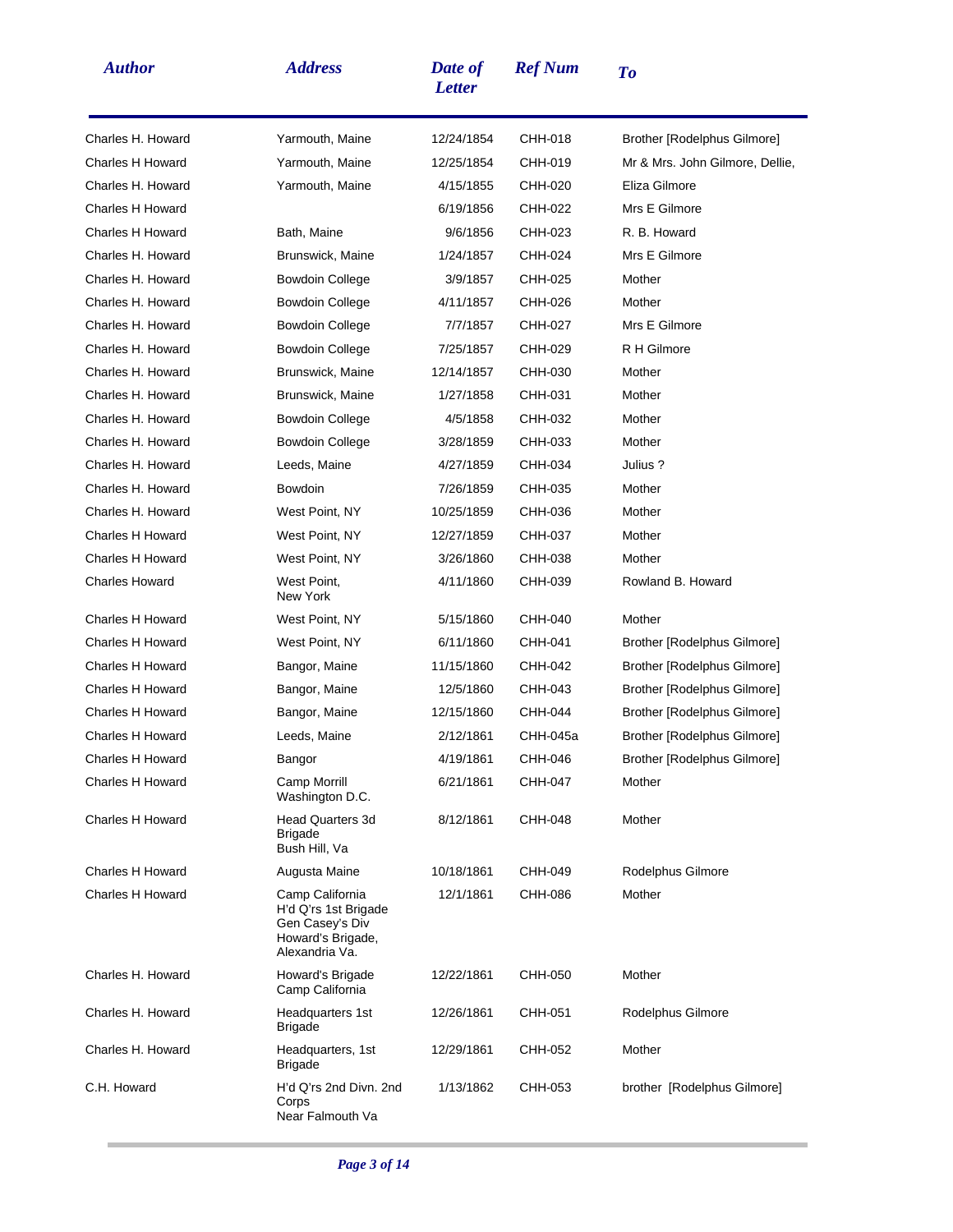| Author | Address | Date of Letter | Ref Num | To |
|---|---|---|---|---|
| Charles H. Howard | Yarmouth, Maine | 12/24/1854 | CHH-018 | Brother [Rodelphus Gilmore] |
| Charles H Howard | Yarmouth, Maine | 12/25/1854 | CHH-019 | Mr & Mrs. John Gilmore, Dellie, |
| Charles H. Howard | Yarmouth, Maine | 4/15/1855 | CHH-020 | Eliza Gilmore |
| Charles H Howard | | 6/19/1856 | CHH-022 | Mrs E Gilmore |
| Charles H Howard | Bath, Maine | 9/6/1856 | CHH-023 | R. B. Howard |
| Charles H. Howard | Brunswick, Maine | 1/24/1857 | CHH-024 | Mrs E Gilmore |
| Charles H. Howard | Bowdoin College | 3/9/1857 | CHH-025 | Mother |
| Charles H. Howard | Bowdoin College | 4/11/1857 | CHH-026 | Mother |
| Charles H. Howard | Bowdoin College | 7/7/1857 | CHH-027 | Mrs E Gilmore |
| Charles H. Howard | Bowdoin College | 7/25/1857 | CHH-029 | R H Gilmore |
| Charles H. Howard | Brunswick, Maine | 12/14/1857 | CHH-030 | Mother |
| Charles H. Howard | Brunswick, Maine | 1/27/1858 | CHH-031 | Mother |
| Charles H. Howard | Bowdoin College | 4/5/1858 | CHH-032 | Mother |
| Charles H. Howard | Bowdoin College | 3/28/1859 | CHH-033 | Mother |
| Charles H. Howard | Leeds, Maine | 4/27/1859 | CHH-034 | Julius ? |
| Charles H. Howard | Bowdoin | 7/26/1859 | CHH-035 | Mother |
| Charles H. Howard | West Point, NY | 10/25/1859 | CHH-036 | Mother |
| Charles H Howard | West Point, NY | 12/27/1859 | CHH-037 | Mother |
| Charles H Howard | West Point, NY | 3/26/1860 | CHH-038 | Mother |
| Charles Howard | West Point, New York | 4/11/1860 | CHH-039 | Rowland B. Howard |
| Charles H Howard | West Point, NY | 5/15/1860 | CHH-040 | Mother |
| Charles H Howard | West Point, NY | 6/11/1860 | CHH-041 | Brother [Rodelphus Gilmore] |
| Charles H Howard | Bangor, Maine | 11/15/1860 | CHH-042 | Brother [Rodelphus Gilmore] |
| Charles H Howard | Bangor, Maine | 12/5/1860 | CHH-043 | Brother [Rodelphus Gilmore] |
| Charles H Howard | Bangor, Maine | 12/15/1860 | CHH-044 | Brother [Rodelphus Gilmore] |
| Charles H Howard | Leeds, Maine | 2/12/1861 | CHH-045a | Brother [Rodelphus Gilmore] |
| Charles H Howard | Bangor | 4/19/1861 | CHH-046 | Brother [Rodelphus Gilmore] |
| Charles H Howard | Camp Morrill Washington D.C. | 6/21/1861 | CHH-047 | Mother |
| Charles H Howard | Head Quarters 3d Brigade Bush Hill, Va | 8/12/1861 | CHH-048 | Mother |
| Charles H Howard | Augusta Maine | 10/18/1861 | CHH-049 | Rodelphus Gilmore |
| Charles H Howard | Camp California H'd Q'rs 1st Brigade Gen Casey's Div Howard's Brigade, Alexandria Va. | 12/1/1861 | CHH-086 | Mother |
| Charles H. Howard | Howard's Brigade Camp California | 12/22/1861 | CHH-050 | Mother |
| Charles H. Howard | Headquarters 1st Brigade | 12/26/1861 | CHH-051 | Rodelphus Gilmore |
| Charles H. Howard | Headquarters, 1st Brigade | 12/29/1861 | CHH-052 | Mother |
| C.H. Howard | H'd Q'rs 2nd Divn. 2nd Corps Near Falmouth Va | 1/13/1862 | CHH-053 | brother [Rodelphus Gilmore] |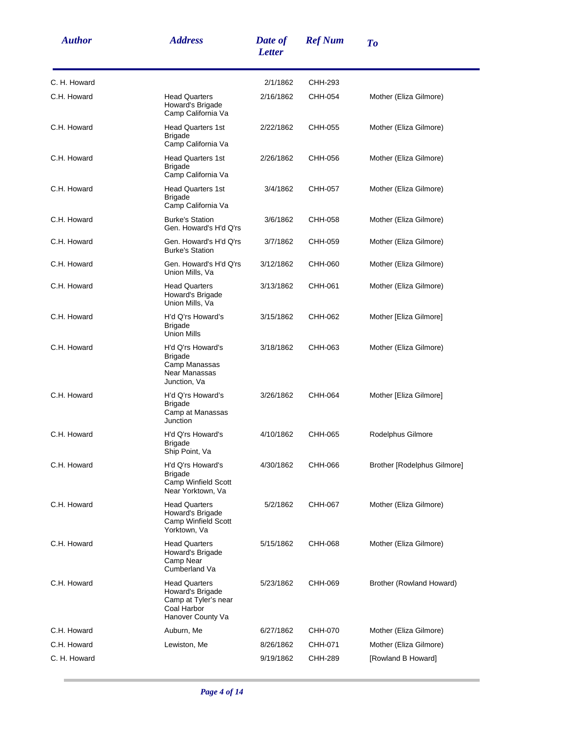| Author | Address | Date of Letter | Ref Num | To |
|---|---|---|---|---|
| C. H. Howard | | 2/1/1862 | CHH-293 | |
| C.H. Howard | Head Quarters Howard's Brigade Camp California Va | 2/16/1862 | CHH-054 | Mother (Eliza Gilmore) |
| C.H. Howard | Head Quarters 1st Brigade Camp California Va | 2/22/1862 | CHH-055 | Mother (Eliza Gilmore) |
| C.H. Howard | Head Quarters 1st Brigade Camp California Va | 2/26/1862 | CHH-056 | Mother (Eliza Gilmore) |
| C.H. Howard | Head Quarters 1st Brigade Camp California Va | 3/4/1862 | CHH-057 | Mother (Eliza Gilmore) |
| C.H. Howard | Burke's Station Gen. Howard's H'd Q'rs | 3/6/1862 | CHH-058 | Mother (Eliza Gilmore) |
| C.H. Howard | Gen. Howard's H'd Q'rs Burke's Station | 3/7/1862 | CHH-059 | Mother (Eliza Gilmore) |
| C.H. Howard | Gen. Howard's H'd Q'rs Union Mills, Va | 3/12/1862 | CHH-060 | Mother (Eliza Gilmore) |
| C.H. Howard | Head Quarters Howard's Brigade Union Mills, Va | 3/13/1862 | CHH-061 | Mother (Eliza Gilmore) |
| C.H. Howard | H'd Q'rs Howard's Brigade Union Mills | 3/15/1862 | CHH-062 | Mother [Eliza Gilmore] |
| C.H. Howard | H'd Q'rs Howard's Brigade Camp Manassas Near Manassas Junction, Va | 3/18/1862 | CHH-063 | Mother (Eliza Gilmore) |
| C.H. Howard | H'd Q'rs Howard's Brigade Camp at Manassas Junction | 3/26/1862 | CHH-064 | Mother [Eliza Gilmore] |
| C.H. Howard | H'd Q'rs Howard's Brigade Ship Point, Va | 4/10/1862 | CHH-065 | Rodelphus Gilmore |
| C.H. Howard | H'd Q'rs Howard's Brigade Camp Winfield Scott Near Yorktown, Va | 4/30/1862 | CHH-066 | Brother [Rodelphus Gilmore] |
| C.H. Howard | Head Quarters Howard's Brigade Camp Winfield Scott Yorktown, Va | 5/2/1862 | CHH-067 | Mother (Eliza Gilmore) |
| C.H. Howard | Head Quarters Howard's Brigade Camp Near Cumberland Va | 5/15/1862 | CHH-068 | Mother (Eliza Gilmore) |
| C.H. Howard | Head Quarters Howard's Brigade Camp at Tyler's near Coal Harbor Hanover County Va | 5/23/1862 | CHH-069 | Brother (Rowland Howard) |
| C.H. Howard | Auburn, Me | 6/27/1862 | CHH-070 | Mother (Eliza Gilmore) |
| C.H. Howard | Lewiston, Me | 8/26/1862 | CHH-071 | Mother (Eliza Gilmore) |
| C. H. Howard | | 9/19/1862 | CHH-289 | [Rowland B Howard] |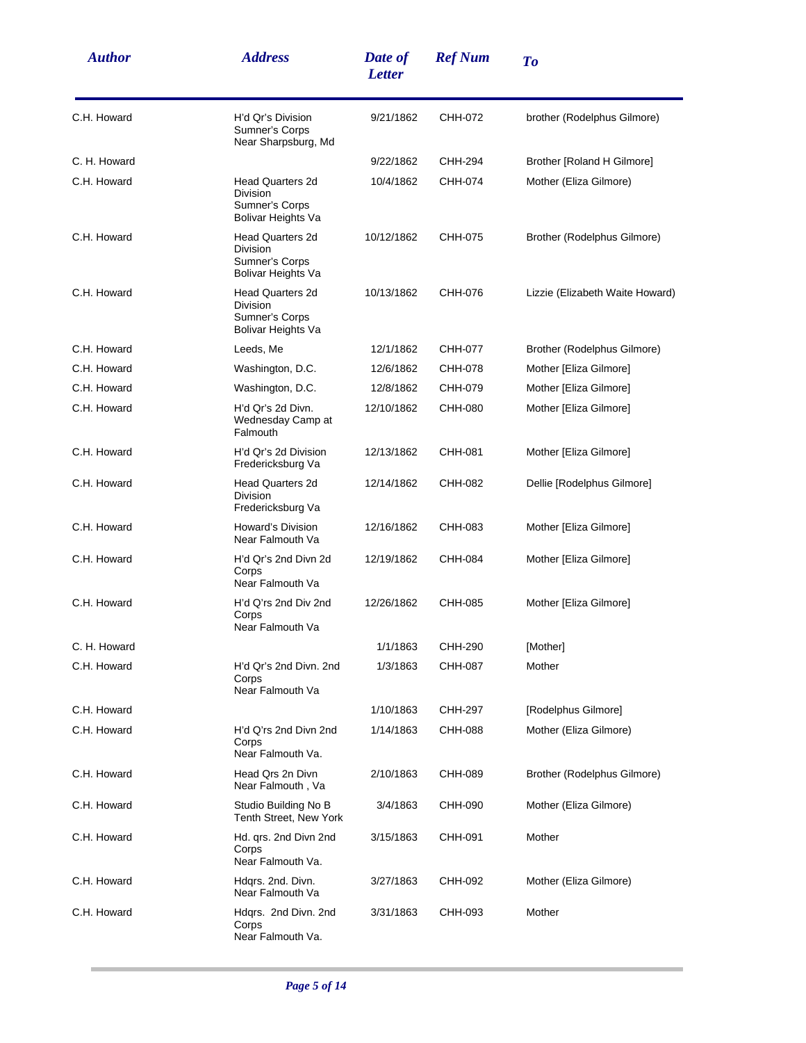| Author | Address | Date of Letter | Ref Num | To |
|---|---|---|---|---|
| C.H. Howard | H'd Qr's Division Sumner's Corps Near Sharpsburg, Md | 9/21/1862 | CHH-072 | brother (Rodelphus Gilmore) |
| C. H. Howard | | 9/22/1862 | CHH-294 | Brother [Roland H Gilmore] |
| C.H. Howard | Head Quarters 2d Division Sumner's Corps Bolivar Heights Va | 10/4/1862 | CHH-074 | Mother (Eliza Gilmore) |
| C.H. Howard | Head Quarters 2d Division Sumner's Corps Bolivar Heights Va | 10/12/1862 | CHH-075 | Brother (Rodelphus Gilmore) |
| C.H. Howard | Head Quarters 2d Division Sumner's Corps Bolivar Heights Va | 10/13/1862 | CHH-076 | Lizzie (Elizabeth Waite Howard) |
| C.H. Howard | Leeds, Me | 12/1/1862 | CHH-077 | Brother (Rodelphus Gilmore) |
| C.H. Howard | Washington, D.C. | 12/6/1862 | CHH-078 | Mother [Eliza Gilmore] |
| C.H. Howard | Washington, D.C. | 12/8/1862 | CHH-079 | Mother [Eliza Gilmore] |
| C.H. Howard | H'd Qr's 2d Divn. Wednesday Camp at Falmouth | 12/10/1862 | CHH-080 | Mother [Eliza Gilmore] |
| C.H. Howard | H'd Qr's 2d Division Fredericksburg Va | 12/13/1862 | CHH-081 | Mother [Eliza Gilmore] |
| C.H. Howard | Head Quarters 2d Division Fredericksburg Va | 12/14/1862 | CHH-082 | Dellie [Rodelphus Gilmore] |
| C.H. Howard | Howard's Division Near Falmouth Va | 12/16/1862 | CHH-083 | Mother [Eliza Gilmore] |
| C.H. Howard | H'd Qr's 2nd Divn 2d Corps Near Falmouth Va | 12/19/1862 | CHH-084 | Mother [Eliza Gilmore] |
| C.H. Howard | H'd Q'rs 2nd Div 2nd Corps Near Falmouth Va | 12/26/1862 | CHH-085 | Mother [Eliza Gilmore] |
| C. H. Howard | | 1/1/1863 | CHH-290 | [Mother] |
| C.H. Howard | H'd Qr's 2nd Divn. 2nd Corps Near Falmouth Va | 1/3/1863 | CHH-087 | Mother |
| C.H. Howard | | 1/10/1863 | CHH-297 | [Rodelphus Gilmore] |
| C.H. Howard | H'd Q'rs 2nd Divn 2nd Corps Near Falmouth Va. | 1/14/1863 | CHH-088 | Mother (Eliza Gilmore) |
| C.H. Howard | Head Qrs 2n Divn Near Falmouth , Va | 2/10/1863 | CHH-089 | Brother (Rodelphus Gilmore) |
| C.H. Howard | Studio Building No B Tenth Street, New York | 3/4/1863 | CHH-090 | Mother (Eliza Gilmore) |
| C.H. Howard | Hd. qrs. 2nd Divn 2nd Corps Near Falmouth Va. | 3/15/1863 | CHH-091 | Mother |
| C.H. Howard | Hdqrs. 2nd. Divn. Near Falmouth Va | 3/27/1863 | CHH-092 | Mother (Eliza Gilmore) |
| C.H. Howard | Hdqrs. 2nd Divn. 2nd Corps Near Falmouth Va. | 3/31/1863 | CHH-093 | Mother |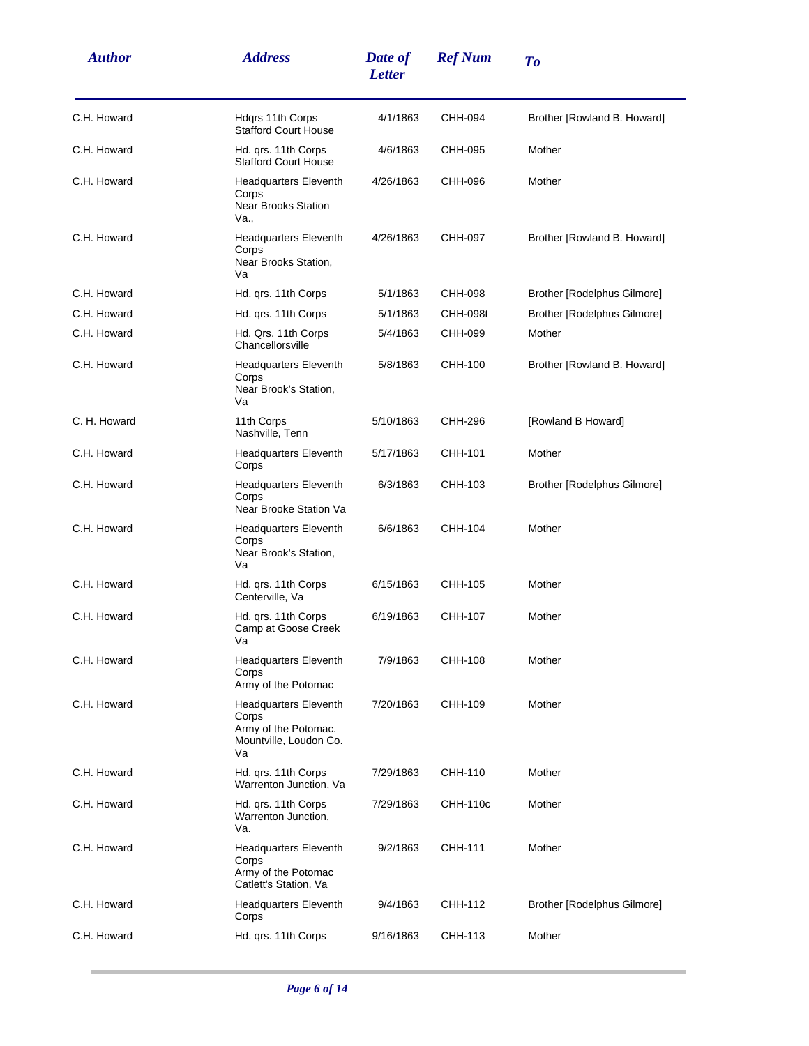| Author | Address | Date of Letter | Ref Num | To |
|---|---|---|---|---|
| C.H. Howard | Hdqrs 11th Corps Stafford Court House | 4/1/1863 | CHH-094 | Brother [Rowland B. Howard] |
| C.H. Howard | Hd. qrs. 11th Corps Stafford Court House | 4/6/1863 | CHH-095 | Mother |
| C.H. Howard | Headquarters Eleventh Corps Near Brooks Station Va., | 4/26/1863 | CHH-096 | Mother |
| C.H. Howard | Headquarters Eleventh Corps Near Brooks Station, Va | 4/26/1863 | CHH-097 | Brother [Rowland B. Howard] |
| C.H. Howard | Hd. qrs. 11th Corps | 5/1/1863 | CHH-098 | Brother [Rodelphus Gilmore] |
| C.H. Howard | Hd. qrs. 11th Corps | 5/1/1863 | CHH-098t | Brother [Rodelphus Gilmore] |
| C.H. Howard | Hd. Qrs. 11th Corps Chancellorsville | 5/4/1863 | CHH-099 | Mother |
| C.H. Howard | Headquarters Eleventh Corps Near Brook's Station, Va | 5/8/1863 | CHH-100 | Brother [Rowland B. Howard] |
| C. H. Howard | 11th Corps Nashville, Tenn | 5/10/1863 | CHH-296 | [Rowland B Howard] |
| C.H. Howard | Headquarters Eleventh Corps | 5/17/1863 | CHH-101 | Mother |
| C.H. Howard | Headquarters Eleventh Corps Near Brooke Station Va | 6/3/1863 | CHH-103 | Brother [Rodelphus Gilmore] |
| C.H. Howard | Headquarters Eleventh Corps Near Brook's Station, Va | 6/6/1863 | CHH-104 | Mother |
| C.H. Howard | Hd. qrs. 11th Corps Centerville, Va | 6/15/1863 | CHH-105 | Mother |
| C.H. Howard | Hd. qrs. 11th Corps Camp at Goose Creek Va | 6/19/1863 | CHH-107 | Mother |
| C.H. Howard | Headquarters Eleventh Corps Army of the Potomac | 7/9/1863 | CHH-108 | Mother |
| C.H. Howard | Headquarters Eleventh Corps Army of the Potomac. Mountville, Loudon Co. Va | 7/20/1863 | CHH-109 | Mother |
| C.H. Howard | Hd. qrs. 11th Corps Warrenton Junction, Va | 7/29/1863 | CHH-110 | Mother |
| C.H. Howard | Hd. qrs. 11th Corps Warrenton Junction, Va. | 7/29/1863 | CHH-110c | Mother |
| C.H. Howard | Headquarters Eleventh Corps Army of the Potomac Catlett's Station, Va | 9/2/1863 | CHH-111 | Mother |
| C.H. Howard | Headquarters Eleventh Corps | 9/4/1863 | CHH-112 | Brother [Rodelphus Gilmore] |
| C.H. Howard | Hd. qrs. 11th Corps | 9/16/1863 | CHH-113 | Mother |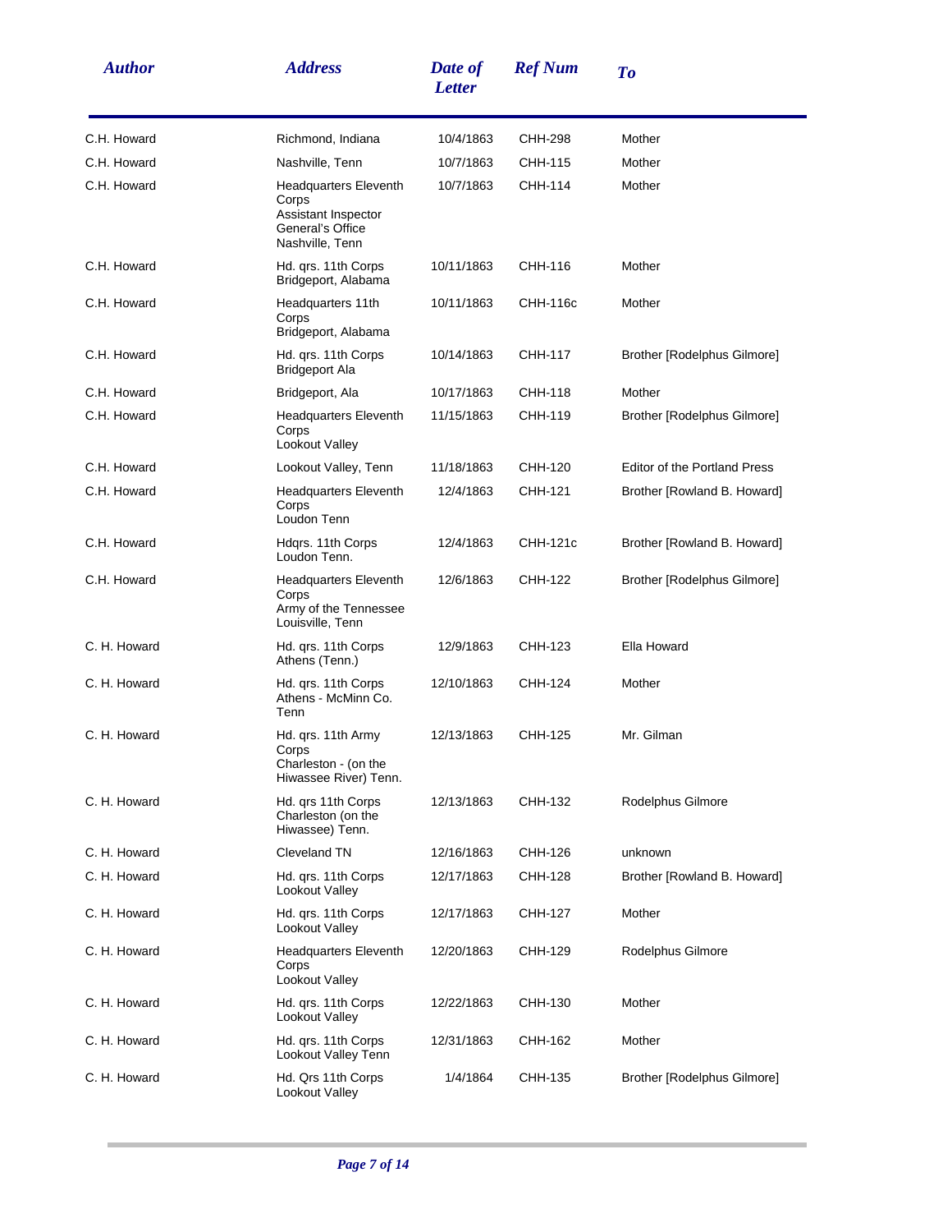| Author | Address | Date of Letter | Ref Num | To |
|---|---|---|---|---|
| C.H. Howard | Richmond, Indiana | 10/4/1863 | CHH-298 | Mother |
| C.H. Howard | Nashville, Tenn | 10/7/1863 | CHH-115 | Mother |
| C.H. Howard | Headquarters Eleventh Corps Assistant Inspector General's Office Nashville, Tenn | 10/7/1863 | CHH-114 | Mother |
| C.H. Howard | Hd. qrs. 11th Corps Bridgeport, Alabama | 10/11/1863 | CHH-116 | Mother |
| C.H. Howard | Headquarters 11th Corps Bridgeport, Alabama | 10/11/1863 | CHH-116c | Mother |
| C.H. Howard | Hd. qrs. 11th Corps Bridgeport Ala | 10/14/1863 | CHH-117 | Brother [Rodelphus Gilmore] |
| C.H. Howard | Bridgeport, Ala | 10/17/1863 | CHH-118 | Mother |
| C.H. Howard | Headquarters Eleventh Corps Lookout Valley | 11/15/1863 | CHH-119 | Brother [Rodelphus Gilmore] |
| C.H. Howard | Lookout Valley, Tenn | 11/18/1863 | CHH-120 | Editor of the Portland Press |
| C.H. Howard | Headquarters Eleventh Corps Loudon Tenn | 12/4/1863 | CHH-121 | Brother [Rowland B. Howard] |
| C.H. Howard | Hdqrs. 11th Corps Loudon Tenn. | 12/4/1863 | CHH-121c | Brother [Rowland B. Howard] |
| C.H. Howard | Headquarters Eleventh Corps Army of the Tennessee Louisville, Tenn | 12/6/1863 | CHH-122 | Brother [Rodelphus Gilmore] |
| C. H. Howard | Hd. qrs. 11th Corps Athens (Tenn.) | 12/9/1863 | CHH-123 | Ella Howard |
| C. H. Howard | Hd. qrs. 11th Corps Athens - McMinn Co. Tenn | 12/10/1863 | CHH-124 | Mother |
| C. H. Howard | Hd. qrs. 11th Army Corps Charleston - (on the Hiwassee River) Tenn. | 12/13/1863 | CHH-125 | Mr. Gilman |
| C. H. Howard | Hd. qrs 11th Corps Charleston (on the Hiwassee) Tenn. | 12/13/1863 | CHH-132 | Rodelphus Gilmore |
| C. H. Howard | Cleveland TN | 12/16/1863 | CHH-126 | unknown |
| C. H. Howard | Hd. qrs. 11th Corps Lookout Valley | 12/17/1863 | CHH-128 | Brother [Rowland B. Howard] |
| C. H. Howard | Hd. qrs. 11th Corps Lookout Valley | 12/17/1863 | CHH-127 | Mother |
| C. H. Howard | Headquarters Eleventh Corps Lookout Valley | 12/20/1863 | CHH-129 | Rodelphus Gilmore |
| C. H. Howard | Hd. qrs. 11th Corps Lookout Valley | 12/22/1863 | CHH-130 | Mother |
| C. H. Howard | Hd. qrs. 11th Corps Lookout Valley Tenn | 12/31/1863 | CHH-162 | Mother |
| C. H. Howard | Hd. Qrs 11th Corps Lookout Valley | 1/4/1864 | CHH-135 | Brother [Rodelphus Gilmore] |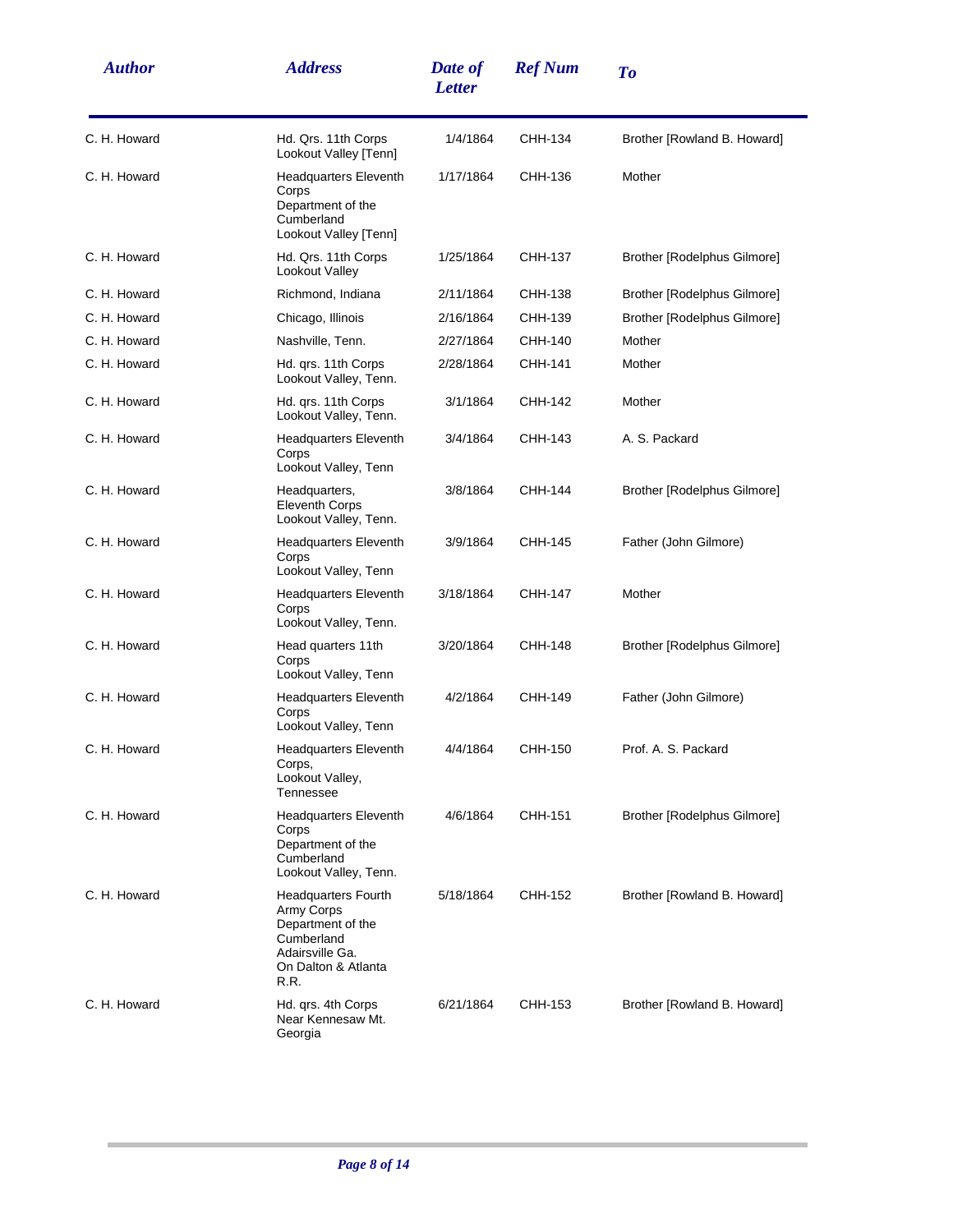| Author | Address | Date of Letter | Ref Num | To |
| --- | --- | --- | --- | --- |
| C. H. Howard | Hd. Qrs. 11th Corps Lookout Valley [Tenn] | 1/4/1864 | CHH-134 | Brother [Rowland B. Howard] |
| C. H. Howard | Headquarters Eleventh Corps Department of the Cumberland Lookout Valley [Tenn] | 1/17/1864 | CHH-136 | Mother |
| C. H. Howard | Hd. Qrs. 11th Corps Lookout Valley | 1/25/1864 | CHH-137 | Brother [Rodelphus Gilmore] |
| C. H. Howard | Richmond, Indiana | 2/11/1864 | CHH-138 | Brother [Rodelphus Gilmore] |
| C. H. Howard | Chicago, Illinois | 2/16/1864 | CHH-139 | Brother [Rodelphus Gilmore] |
| C. H. Howard | Nashville, Tenn. | 2/27/1864 | CHH-140 | Mother |
| C. H. Howard | Hd. qrs. 11th Corps Lookout Valley, Tenn. | 2/28/1864 | CHH-141 | Mother |
| C. H. Howard | Hd. qrs. 11th Corps Lookout Valley, Tenn. | 3/1/1864 | CHH-142 | Mother |
| C. H. Howard | Headquarters Eleventh Corps Lookout Valley, Tenn | 3/4/1864 | CHH-143 | A. S. Packard |
| C. H. Howard | Headquarters, Eleventh Corps Lookout Valley, Tenn. | 3/8/1864 | CHH-144 | Brother [Rodelphus Gilmore] |
| C. H. Howard | Headquarters Eleventh Corps Lookout Valley, Tenn | 3/9/1864 | CHH-145 | Father (John Gilmore) |
| C. H. Howard | Headquarters Eleventh Corps Lookout Valley, Tenn. | 3/18/1864 | CHH-147 | Mother |
| C. H. Howard | Head quarters 11th Corps Lookout Valley, Tenn | 3/20/1864 | CHH-148 | Brother [Rodelphus Gilmore] |
| C. H. Howard | Headquarters Eleventh Corps Lookout Valley, Tenn | 4/2/1864 | CHH-149 | Father (John Gilmore) |
| C. H. Howard | Headquarters Eleventh Corps, Lookout Valley, Tennessee | 4/4/1864 | CHH-150 | Prof. A. S. Packard |
| C. H. Howard | Headquarters Eleventh Corps Department of the Cumberland Lookout Valley, Tenn. | 4/6/1864 | CHH-151 | Brother [Rodelphus Gilmore] |
| C. H. Howard | Headquarters Fourth Army Corps Department of the Cumberland Adairsville Ga. On Dalton & Atlanta R.R. | 5/18/1864 | CHH-152 | Brother [Rowland B. Howard] |
| C. H. Howard | Hd. qrs. 4th Corps Near Kennesaw Mt. Georgia | 6/21/1864 | CHH-153 | Brother [Rowland B. Howard] |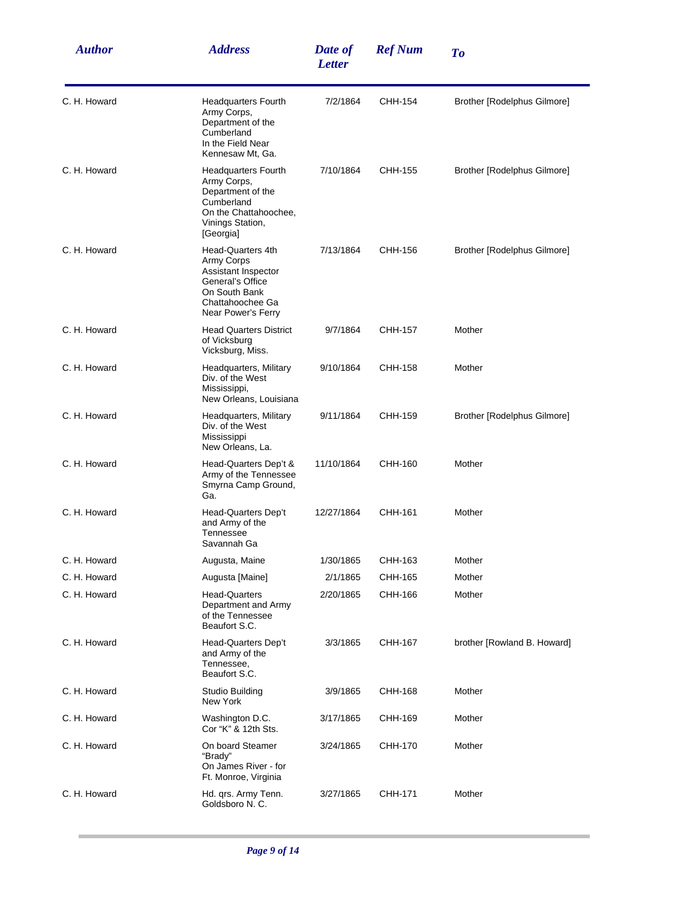| Author | Address | Date of Letter | Ref Num | To |
|---|---|---|---|---|
| C. H. Howard | Headquarters Fourth Army Corps, Department of the Cumberland In the Field Near Kennesaw Mt, Ga. | 7/2/1864 | CHH-154 | Brother [Rodelphus Gilmore] |
| C. H. Howard | Headquarters Fourth Army Corps, Department of the Cumberland On the Chattahoochee, Vinings Station, [Georgia] | 7/10/1864 | CHH-155 | Brother [Rodelphus Gilmore] |
| C. H. Howard | Head-Quarters 4th Army Corps Assistant Inspector General's Office On South Bank Chattahoochee Ga Near Power's Ferry | 7/13/1864 | CHH-156 | Brother [Rodelphus Gilmore] |
| C. H. Howard | Head Quarters District of Vicksburg Vicksburg, Miss. | 9/7/1864 | CHH-157 | Mother |
| C. H. Howard | Headquarters, Military Div. of the West Mississippi, New Orleans, Louisiana | 9/10/1864 | CHH-158 | Mother |
| C. H. Howard | Headquarters, Military Div. of the West Mississippi New Orleans, La. | 9/11/1864 | CHH-159 | Brother [Rodelphus Gilmore] |
| C. H. Howard | Head-Quarters Dep't & Army of the Tennessee Smyrna Camp Ground, Ga. | 11/10/1864 | CHH-160 | Mother |
| C. H. Howard | Head-Quarters Dep't and Army of the Tennessee Savannah Ga | 12/27/1864 | CHH-161 | Mother |
| C. H. Howard | Augusta, Maine | 1/30/1865 | CHH-163 | Mother |
| C. H. Howard | Augusta [Maine] | 2/1/1865 | CHH-165 | Mother |
| C. H. Howard | Head-Quarters Department and Army of the Tennessee Beaufort S.C. | 2/20/1865 | CHH-166 | Mother |
| C. H. Howard | Head-Quarters Dep't and Army of the Tennessee, Beaufort S.C. | 3/3/1865 | CHH-167 | brother [Rowland B. Howard] |
| C. H. Howard | Studio Building New York | 3/9/1865 | CHH-168 | Mother |
| C. H. Howard | Washington D.C. Cor "K" & 12th Sts. | 3/17/1865 | CHH-169 | Mother |
| C. H. Howard | On board Steamer "Brady" On James River - for Ft. Monroe, Virginia | 3/24/1865 | CHH-170 | Mother |
| C. H. Howard | Hd. qrs. Army Tenn. Goldsboro N. C. | 3/27/1865 | CHH-171 | Mother |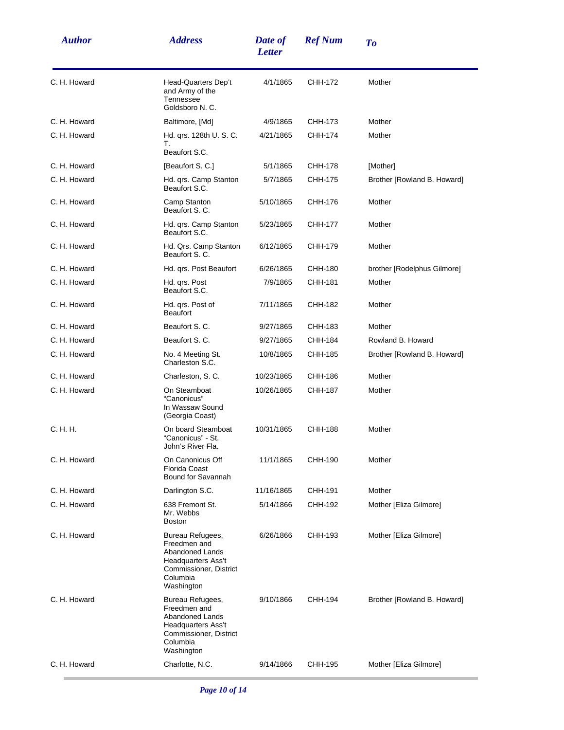| Author | Address | Date of Letter | Ref Num | To |
|---|---|---|---|---|
| C. H. Howard | Head-Quarters Dep't and Army of the Tennessee Goldsboro N. C. | 4/1/1865 | CHH-172 | Mother |
| C. H. Howard | Baltimore, [Md] | 4/9/1865 | CHH-173 | Mother |
| C. H. Howard | Hd. qrs. 128th U. S. C. T. Beaufort S.C. | 4/21/1865 | CHH-174 | Mother |
| C. H. Howard | [Beaufort S. C.] | 5/1/1865 | CHH-178 | [Mother] |
| C. H. Howard | Hd. qrs. Camp Stanton Beaufort S.C. | 5/7/1865 | CHH-175 | Brother [Rowland B. Howard] |
| C. H. Howard | Camp Stanton Beaufort S. C. | 5/10/1865 | CHH-176 | Mother |
| C. H. Howard | Hd. qrs. Camp Stanton Beaufort S.C. | 5/23/1865 | CHH-177 | Mother |
| C. H. Howard | Hd. Qrs. Camp Stanton Beaufort S. C. | 6/12/1865 | CHH-179 | Mother |
| C. H. Howard | Hd. qrs. Post Beaufort | 6/26/1865 | CHH-180 | brother [Rodelphus Gilmore] |
| C. H. Howard | Hd. qrs. Post Beaufort S.C. | 7/9/1865 | CHH-181 | Mother |
| C. H. Howard | Hd. qrs. Post of Beaufort | 7/11/1865 | CHH-182 | Mother |
| C. H. Howard | Beaufort S. C. | 9/27/1865 | CHH-183 | Mother |
| C. H. Howard | Beaufort S. C. | 9/27/1865 | CHH-184 | Rowland B. Howard |
| C. H. Howard | No. 4 Meeting St. Charleston S.C. | 10/8/1865 | CHH-185 | Brother [Rowland B. Howard] |
| C. H. Howard | Charleston, S. C. | 10/23/1865 | CHH-186 | Mother |
| C. H. Howard | On Steamboat "Canonicus" In Wassaw Sound (Georgia Coast) | 10/26/1865 | CHH-187 | Mother |
| C. H. H. | On board Steamboat "Canonicus" - St. John's River Fla. | 10/31/1865 | CHH-188 | Mother |
| C. H. Howard | On Canonicus Off Florida Coast Bound for Savannah | 11/1/1865 | CHH-190 | Mother |
| C. H. Howard | Darlington S.C. | 11/16/1865 | CHH-191 | Mother |
| C. H. Howard | 638 Fremont St. Mr. Webbs Boston | 5/14/1866 | CHH-192 | Mother [Eliza Gilmore] |
| C. H. Howard | Bureau Refugees, Freedmen and Abandoned Lands Headquarters Ass't Commissioner, District Columbia Washington | 6/26/1866 | CHH-193 | Mother [Eliza Gilmore] |
| C. H. Howard | Bureau Refugees, Freedmen and Abandoned Lands Headquarters Ass't Commissioner, District Columbia Washington | 9/10/1866 | CHH-194 | Brother [Rowland B. Howard] |
| C. H. Howard | Charlotte, N.C. | 9/14/1866 | CHH-195 | Mother [Eliza Gilmore] |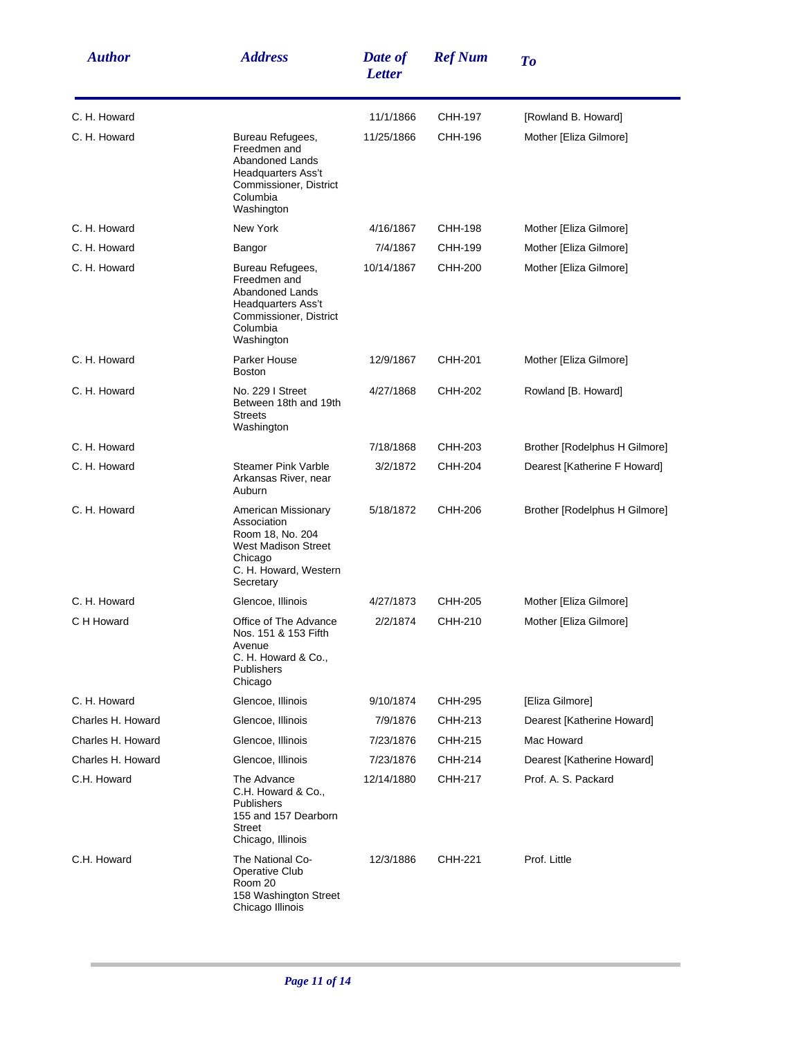| Author | Address | Date of Letter | Ref Num | To |
|---|---|---|---|---|
| C. H. Howard | | 11/1/1866 | CHH-197 | [Rowland B. Howard] |
| C. H. Howard | Bureau Refugees, Freedmen and Abandoned Lands Headquarters Ass't Commissioner, District Columbia Washington | 11/25/1866 | CHH-196 | Mother [Eliza Gilmore] |
| C. H. Howard | New York | 4/16/1867 | CHH-198 | Mother [Eliza Gilmore] |
| C. H. Howard | Bangor | 7/4/1867 | CHH-199 | Mother [Eliza Gilmore] |
| C. H. Howard | Bureau Refugees, Freedmen and Abandoned Lands Headquarters Ass't Commissioner, District Columbia Washington | 10/14/1867 | CHH-200 | Mother [Eliza Gilmore] |
| C. H. Howard | Parker House Boston | 12/9/1867 | CHH-201 | Mother [Eliza Gilmore] |
| C. H. Howard | No. 229 I Street Between 18th and 19th Streets Washington | 4/27/1868 | CHH-202 | Rowland [B. Howard] |
| C. H. Howard | | 7/18/1868 | CHH-203 | Brother [Rodelphus H Gilmore] |
| C. H. Howard | Steamer Pink Varble Arkansas River, near Auburn | 3/2/1872 | CHH-204 | Dearest [Katherine F Howard] |
| C. H. Howard | American Missionary Association Room 18, No. 204 West Madison Street Chicago C. H. Howard, Western Secretary | 5/18/1872 | CHH-206 | Brother [Rodelphus H Gilmore] |
| C. H. Howard | Glencoe, Illinois | 4/27/1873 | CHH-205 | Mother [Eliza Gilmore] |
| C H Howard | Office of The Advance Nos. 151 & 153 Fifth Avenue C. H. Howard & Co., Publishers Chicago | 2/2/1874 | CHH-210 | Mother [Eliza Gilmore] |
| C. H. Howard | Glencoe, Illinois | 9/10/1874 | CHH-295 | [Eliza Gilmore] |
| Charles H. Howard | Glencoe, Illinois | 7/9/1876 | CHH-213 | Dearest [Katherine Howard] |
| Charles H. Howard | Glencoe, Illinois | 7/23/1876 | CHH-215 | Mac Howard |
| Charles H. Howard | Glencoe, Illinois | 7/23/1876 | CHH-214 | Dearest [Katherine Howard] |
| C.H. Howard | The Advance C.H. Howard & Co., Publishers 155 and 157 Dearborn Street Chicago, Illinois | 12/14/1880 | CHH-217 | Prof. A. S. Packard |
| C.H. Howard | The National Co-Operative Club Room 20 158 Washington Street Chicago Illinois | 12/3/1886 | CHH-221 | Prof. Little |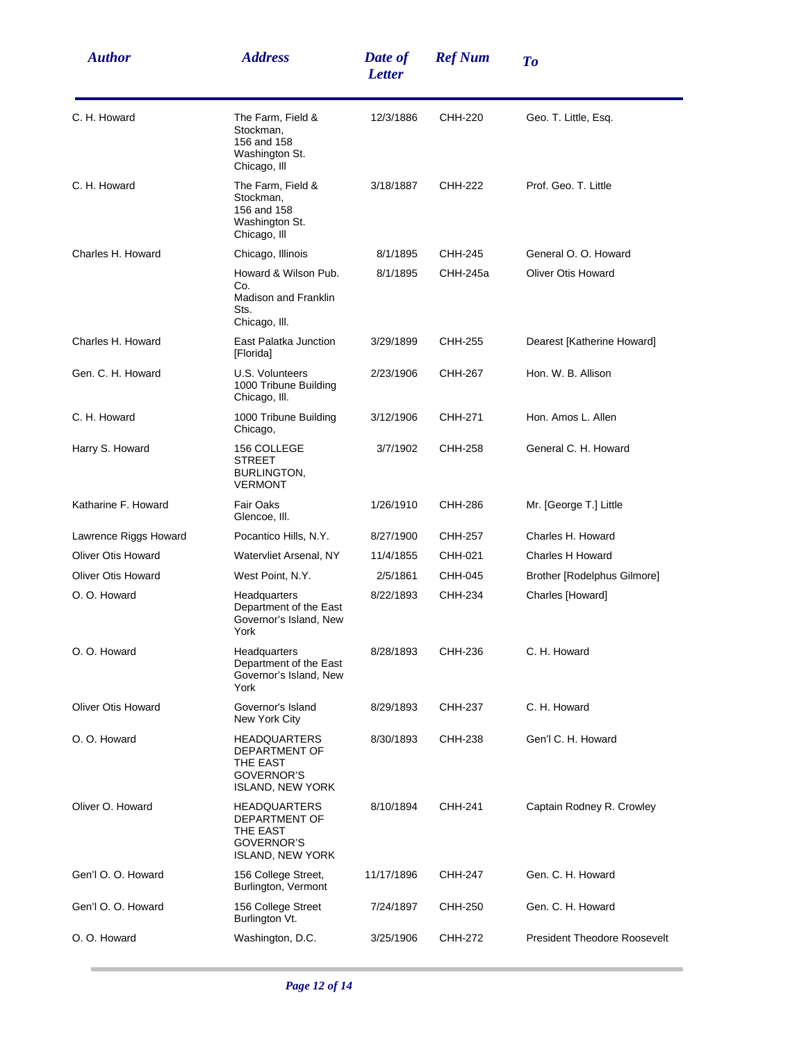| Author | Address | Date of Letter | Ref Num | To |
|---|---|---|---|---|
| C. H. Howard | The Farm, Field & Stockman, 156 and 158 Washington St. Chicago, Ill | 12/3/1886 | CHH-220 | Geo. T. Little, Esq. |
| C. H. Howard | The Farm, Field & Stockman, 156 and 158 Washington St. Chicago, Ill | 3/18/1887 | CHH-222 | Prof. Geo. T. Little |
| Charles H. Howard | Chicago, Illinois | 8/1/1895 | CHH-245 | General O. O. Howard |
| | Howard & Wilson Pub. Co. Madison and Franklin Sts. Chicago, Ill. | 8/1/1895 | CHH-245a | Oliver Otis Howard |
| Charles H. Howard | East Palatka Junction [Florida] | 3/29/1899 | CHH-255 | Dearest [Katherine Howard] |
| Gen. C. H. Howard | U.S. Volunteers 1000 Tribune Building Chicago, Ill. | 2/23/1906 | CHH-267 | Hon. W. B. Allison |
| C. H. Howard | 1000 Tribune Building Chicago, | 3/12/1906 | CHH-271 | Hon. Amos L. Allen |
| Harry S. Howard | 156 COLLEGE STREET BURLINGTON, VERMONT | 3/7/1902 | CHH-258 | General C. H. Howard |
| Katharine F. Howard | Fair Oaks Glencoe, Ill. | 1/26/1910 | CHH-286 | Mr. [George T.] Little |
| Lawrence Riggs Howard | Pocantico Hills, N.Y. | 8/27/1900 | CHH-257 | Charles H. Howard |
| Oliver Otis Howard | Watervliet Arsenal, NY | 11/4/1855 | CHH-021 | Charles H Howard |
| Oliver Otis Howard | West Point, N.Y. | 2/5/1861 | CHH-045 | Brother [Rodelphus Gilmore] |
| O. O. Howard | Headquarters Department of the East Governor's Island, New York | 8/22/1893 | CHH-234 | Charles [Howard] |
| O. O. Howard | Headquarters Department of the East Governor's Island, New York | 8/28/1893 | CHH-236 | C. H. Howard |
| Oliver Otis Howard | Governor's Island New York City | 8/29/1893 | CHH-237 | C. H. Howard |
| O. O. Howard | HEADQUARTERS DEPARTMENT OF THE EAST GOVERNOR'S ISLAND, NEW YORK | 8/30/1893 | CHH-238 | Gen'l C. H. Howard |
| Oliver O. Howard | HEADQUARTERS DEPARTMENT OF THE EAST GOVERNOR'S ISLAND, NEW YORK | 8/10/1894 | CHH-241 | Captain Rodney R. Crowley |
| Gen'l O. O. Howard | 156 College Street, Burlington, Vermont | 11/17/1896 | CHH-247 | Gen. C. H. Howard |
| Gen'l O. O. Howard | 156 College Street Burlington Vt. | 7/24/1897 | CHH-250 | Gen. C. H. Howard |
| O. O. Howard | Washington, D.C. | 3/25/1906 | CHH-272 | President Theodore Roosevelt |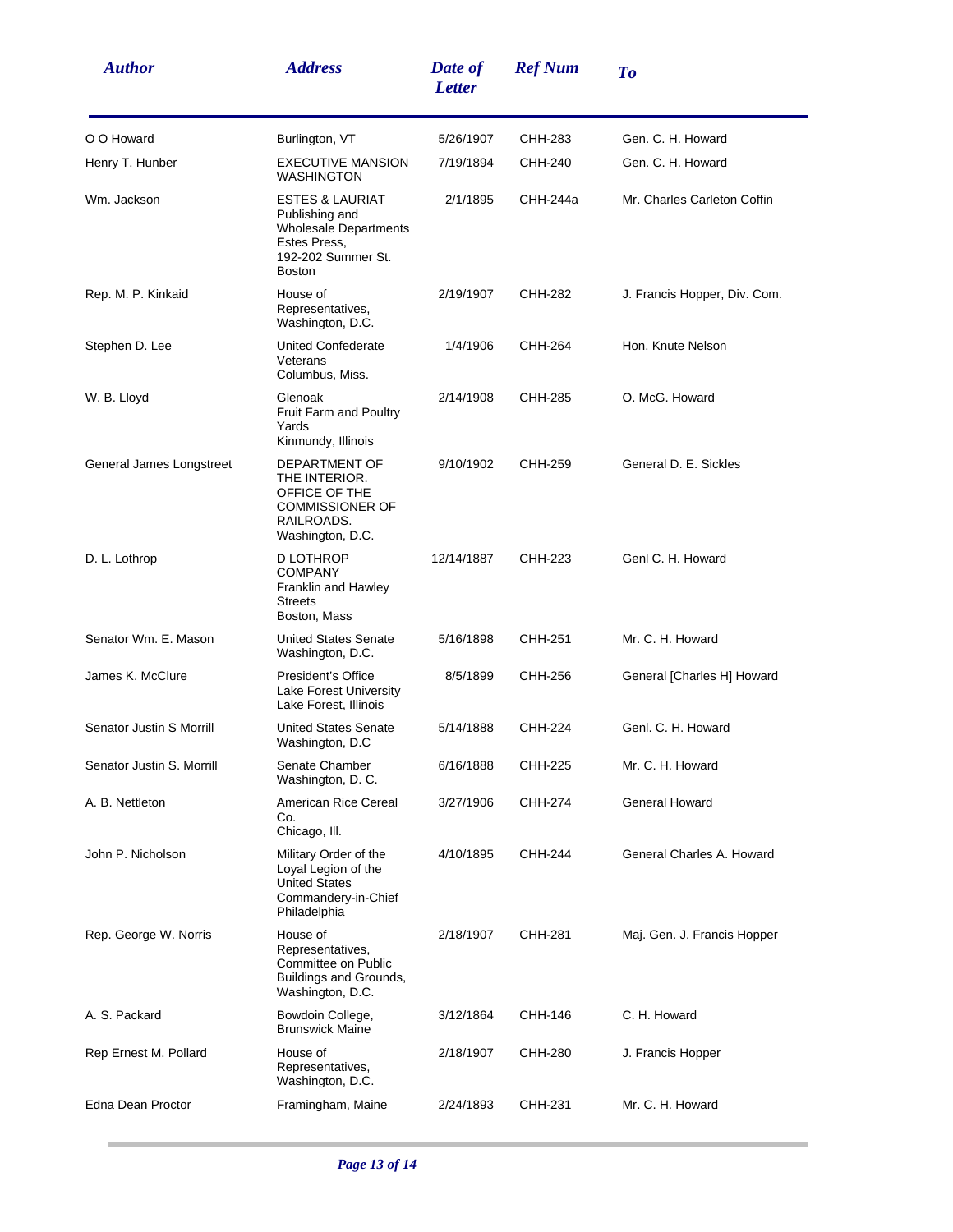| Author | Address | Date of Letter | Ref Num | To |
| --- | --- | --- | --- | --- |
| O O Howard | Burlington, VT | 5/26/1907 | CHH-283 | Gen. C. H. Howard |
| Henry T. Hunber | EXECUTIVE MANSION WASHINGTON | 7/19/1894 | CHH-240 | Gen. C. H. Howard |
| Wm. Jackson | ESTES & LAURIAT Publishing and Wholesale Departments Estes Press, 192-202 Summer St. Boston | 2/1/1895 | CHH-244a | Mr. Charles Carleton Coffin |
| Rep. M. P. Kinkaid | House of Representatives, Washington, D.C. | 2/19/1907 | CHH-282 | J. Francis Hopper, Div. Com. |
| Stephen D. Lee | United Confederate Veterans Columbus, Miss. | 1/4/1906 | CHH-264 | Hon. Knute Nelson |
| W. B. Lloyd | Glenoak Fruit Farm and Poultry Yards Kinmundy, Illinois | 2/14/1908 | CHH-285 | O. McG. Howard |
| General James Longstreet | DEPARTMENT OF THE INTERIOR. OFFICE OF THE COMMISSIONER OF RAILROADS. Washington, D.C. | 9/10/1902 | CHH-259 | General D. E. Sickles |
| D. L. Lothrop | D LOTHROP COMPANY Franklin and Hawley Streets Boston, Mass | 12/14/1887 | CHH-223 | Genl C. H. Howard |
| Senator Wm. E. Mason | United States Senate Washington, D.C. | 5/16/1898 | CHH-251 | Mr. C. H. Howard |
| James K. McClure | President's Office Lake Forest University Lake Forest, Illinois | 8/5/1899 | CHH-256 | General [Charles H] Howard |
| Senator Justin S Morrill | United States Senate Washington, D.C | 5/14/1888 | CHH-224 | Genl. C. H. Howard |
| Senator Justin S. Morrill | Senate Chamber Washington, D. C. | 6/16/1888 | CHH-225 | Mr. C. H. Howard |
| A. B. Nettleton | American Rice Cereal Co. Chicago, Ill. | 3/27/1906 | CHH-274 | General Howard |
| John P. Nicholson | Military Order of the Loyal Legion of the United States Commandery-in-Chief Philadelphia | 4/10/1895 | CHH-244 | General Charles A. Howard |
| Rep. George W. Norris | House of Representatives, Committee on Public Buildings and Grounds, Washington, D.C. | 2/18/1907 | CHH-281 | Maj. Gen. J. Francis Hopper |
| A. S. Packard | Bowdoin College, Brunswick Maine | 3/12/1864 | CHH-146 | C. H. Howard |
| Rep Ernest M. Pollard | House of Representatives, Washington, D.C. | 2/18/1907 | CHH-280 | J. Francis Hopper |
| Edna Dean Proctor | Framingham, Maine | 2/24/1893 | CHH-231 | Mr. C. H. Howard |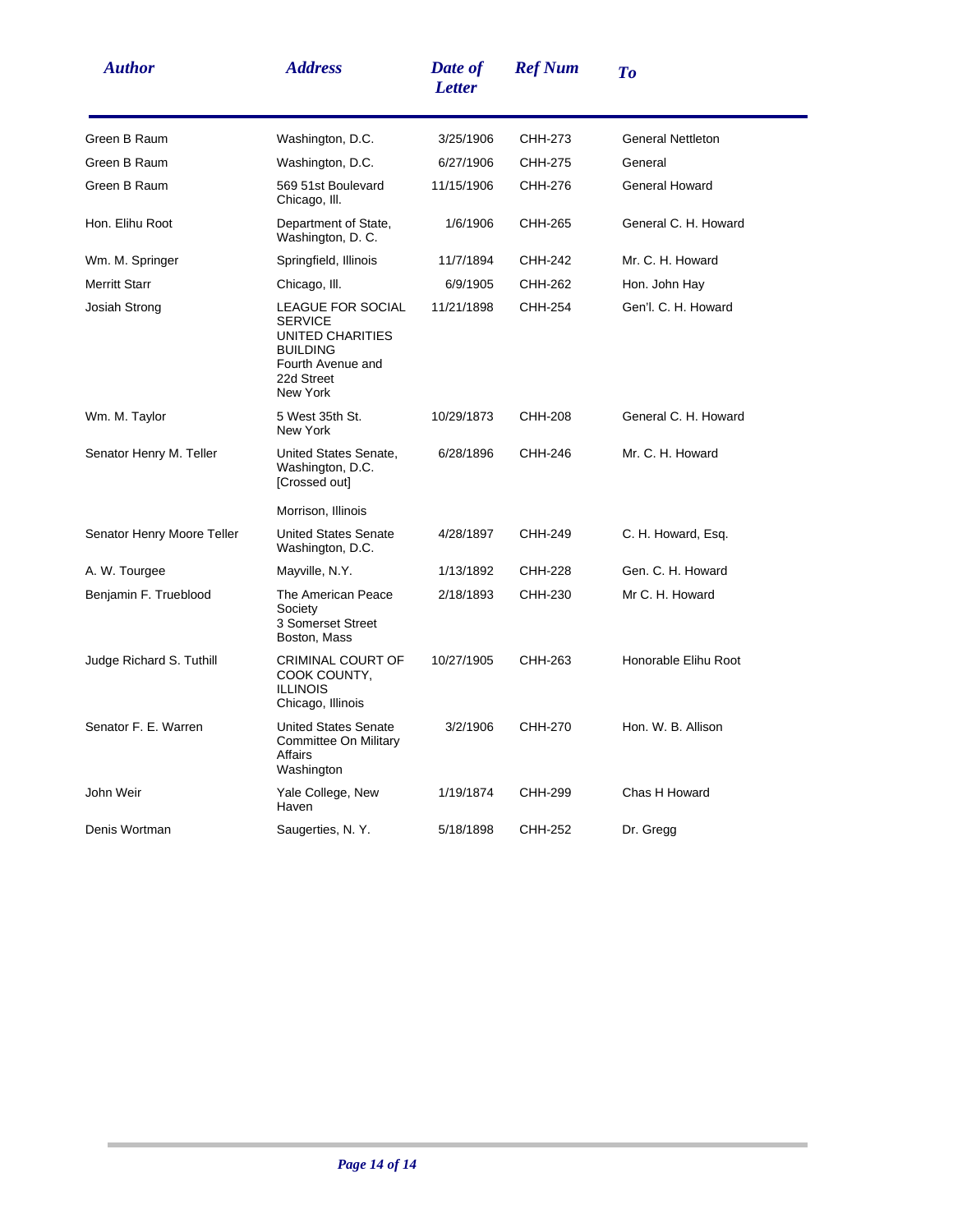| Author | Address | Date of Letter | Ref Num | To |
|---|---|---|---|---|
| Green B Raum | Washington, D.C. | 3/25/1906 | CHH-273 | General Nettleton |
| Green B Raum | Washington, D.C. | 6/27/1906 | CHH-275 | General |
| Green B Raum | 569 51st Boulevard Chicago, Ill. | 11/15/1906 | CHH-276 | General Howard |
| Hon. Elihu Root | Department of State, Washington, D. C. | 1/6/1906 | CHH-265 | General C. H. Howard |
| Wm. M. Springer | Springfield, Illinois | 11/7/1894 | CHH-242 | Mr. C. H. Howard |
| Merritt Starr | Chicago, Ill. | 6/9/1905 | CHH-262 | Hon. John Hay |
| Josiah Strong | LEAGUE FOR SOCIAL SERVICE UNITED CHARITIES BUILDING Fourth Avenue and 22d Street New York | 11/21/1898 | CHH-254 | Gen'l. C. H. Howard |
| Wm. M. Taylor | 5 West 35th St. New York | 10/29/1873 | CHH-208 | General C. H. Howard |
| Senator Henry M. Teller | United States Senate, Washington, D.C. [Crossed out] Morrison, Illinois | 6/28/1896 | CHH-246 | Mr. C. H. Howard |
| Senator Henry Moore Teller | United States Senate Washington, D.C. | 4/28/1897 | CHH-249 | C. H. Howard, Esq. |
| A. W. Tourgee | Mayville, N.Y. | 1/13/1892 | CHH-228 | Gen. C. H. Howard |
| Benjamin F. Trueblood | The American Peace Society 3 Somerset Street Boston, Mass | 2/18/1893 | CHH-230 | Mr C. H. Howard |
| Judge Richard S. Tuthill | CRIMINAL COURT OF COOK COUNTY, ILLINOIS Chicago, Illinois | 10/27/1905 | CHH-263 | Honorable Elihu Root |
| Senator F. E. Warren | United States Senate Committee On Military Affairs Washington | 3/2/1906 | CHH-270 | Hon. W. B. Allison |
| John Weir | Yale College, New Haven | 1/19/1874 | CHH-299 | Chas H Howard |
| Denis Wortman | Saugerties, N. Y. | 5/18/1898 | CHH-252 | Dr. Gregg |